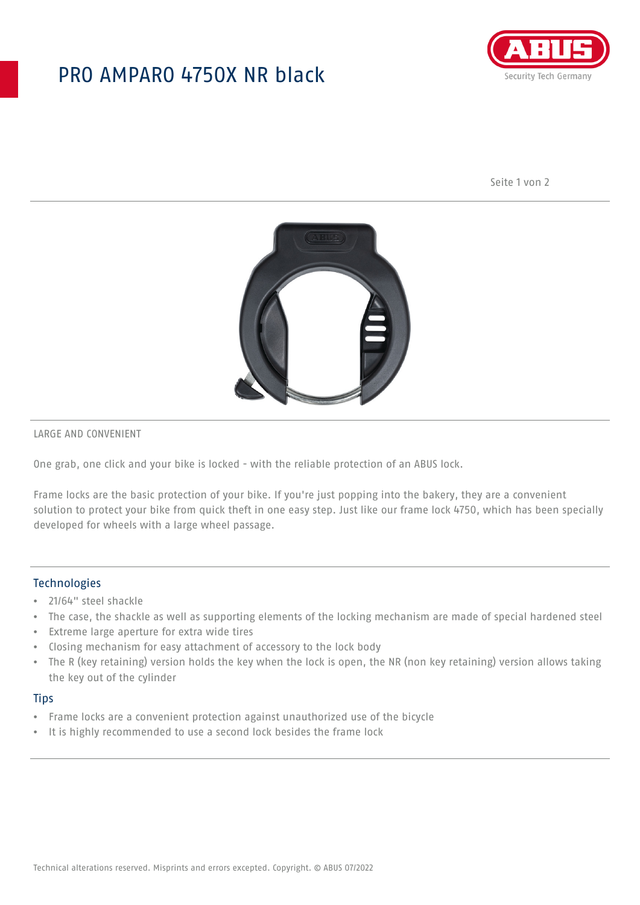# PRO AMPARO 4750X NR black

LARGE AND CONVENIENT

One grab, one click and your bike is locked - with the reliable protection of an ABUS lock.

Frame locks are the basic protection of your bike. If you're just popping into the bakery, they are a convenient solution to protect your bike from quick theft in one easy step. Just like our frame lock 4750, which has been specially developed for wheels with a large wheel passage.

## Technologies

- 21/64" steel shackle
- The case, the shackle as well as supporting elements of the locking mechanism are made of special hardened steel
- Extreme large aperture for extra wide tires
- Closing mechanism for easy attachment of accessory to the lock body
- The R (key retaining) version holds the key when the lock is open, the NR (non key retaining) version allows taking the key out of the cylinder

## Tips

- Frame locks are a convenient protection against unauthorized use of the bicycle
- It is highly recommended to use a second lock besides the frame lock

Technical alterations reserved. Misprints and errors excepted. Copyright. © ABUS 07/2022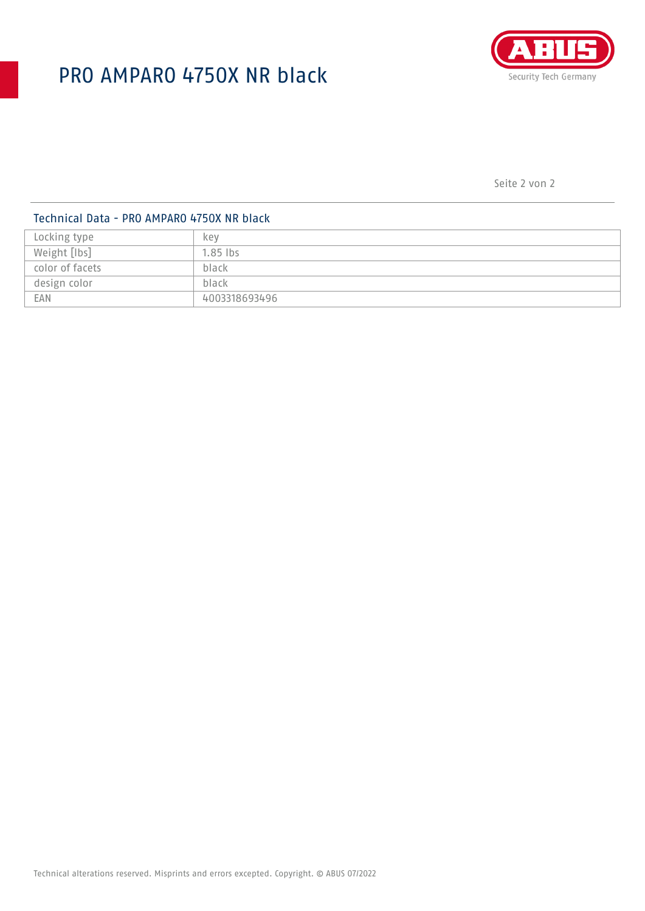# PRO AMPARO 4750X NR black

## Technical Data - PRO AMPARO 4750X NR black

| | |
|---|---|
| Locking type | key |
| Weight [lbs] | 1.85 lbs |
| color of facets | black |
| design color | black |
| EAN | 4003318693496 |

Technical alterations reserved. Misprints and errors excepted. Copyright. © ABUS 07/2022